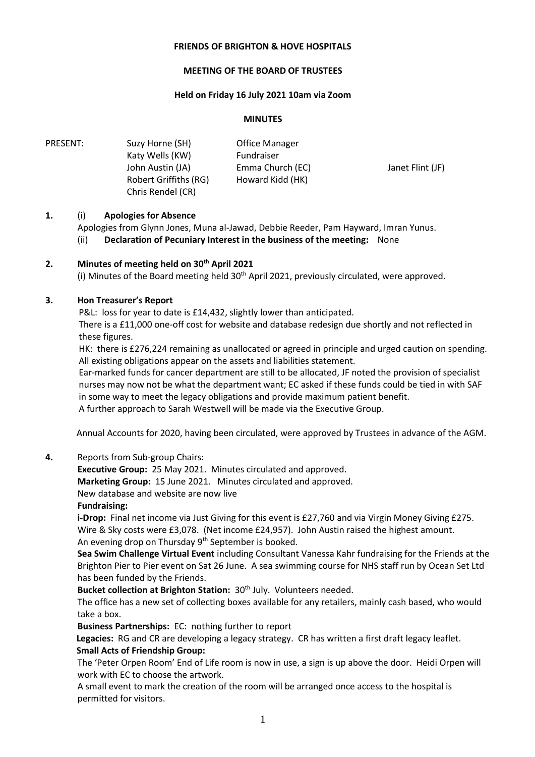**FRIENDS OF BRIGHTON & HOVE HOSPITALS**

**MEETING OF THE BOARD OF TRUSTEES**

**Held on Friday 16 July 2021 10am via Zoom**

**MINUTES**

| PRESENT: | Suzy Horne (SH) | Office Manager | |
|---|---|---|---|
| | Katy Wells (KW) | Fundraiser | |
| | John Austin (JA) | Emma Church (EC) | Janet Flint (JF) |
| | Robert Griffiths (RG) | Howard Kidd (HK) | |
| | Chris Rendel (CR) | | |

**1.** (i) **Apologies for Absence**

Apologies from Glynn Jones, Muna al-Jawad, Debbie Reeder, Pam Hayward, Imran Yunus.

(ii) **Declaration of Pecuniary Interest in the business of the meeting:** None

**2. Minutes of meeting held on 30th April 2021**

(i) Minutes of the Board meeting held 30th April 2021, previously circulated, were approved.

**3. Hon Treasurer's Report**

P&L: loss for year to date is £14,432, slightly lower than anticipated.

There is a £11,000 one-off cost for website and database redesign due shortly and not reflected in these figures.

HK: there is £276,224 remaining as unallocated or agreed in principle and urged caution on spending. All existing obligations appear on the assets and liabilities statement.

Ear-marked funds for cancer department are still to be allocated, JF noted the provision of specialist nurses may now not be what the department want; EC asked if these funds could be tied in with SAF in some way to meet the legacy obligations and provide maximum patient benefit.

A further approach to Sarah Westwell will be made via the Executive Group.

Annual Accounts for 2020, having been circulated, were approved by Trustees in advance of the AGM.

**4.** Reports from Sub-group Chairs:

**Executive Group:** 25 May 2021. Minutes circulated and approved.

**Marketing Group:** 15 June 2021. Minutes circulated and approved.

New database and website are now live

**Fundraising:**

**i-Drop:** Final net income via Just Giving for this event is £27,760 and via Virgin Money Giving £275. Wire & Sky costs were £3,078. (Net income £24,957). John Austin raised the highest amount. An evening drop on Thursday 9th September is booked.

**Sea Swim Challenge Virtual Event** including Consultant Vanessa Kahr fundraising for the Friends at the Brighton Pier to Pier event on Sat 26 June. A sea swimming course for NHS staff run by Ocean Set Ltd has been funded by the Friends.

**Bucket collection at Brighton Station:** 30th July. Volunteers needed.

The office has a new set of collecting boxes available for any retailers, mainly cash based, who would take a box.

**Business Partnerships:** EC: nothing further to report

**Legacies:** RG and CR are developing a legacy strategy. CR has written a first draft legacy leaflet.

**Small Acts of Friendship Group:**

The 'Peter Orpen Room' End of Life room is now in use, a sign is up above the door. Heidi Orpen will work with EC to choose the artwork.

A small event to mark the creation of the room will be arranged once access to the hospital is permitted for visitors.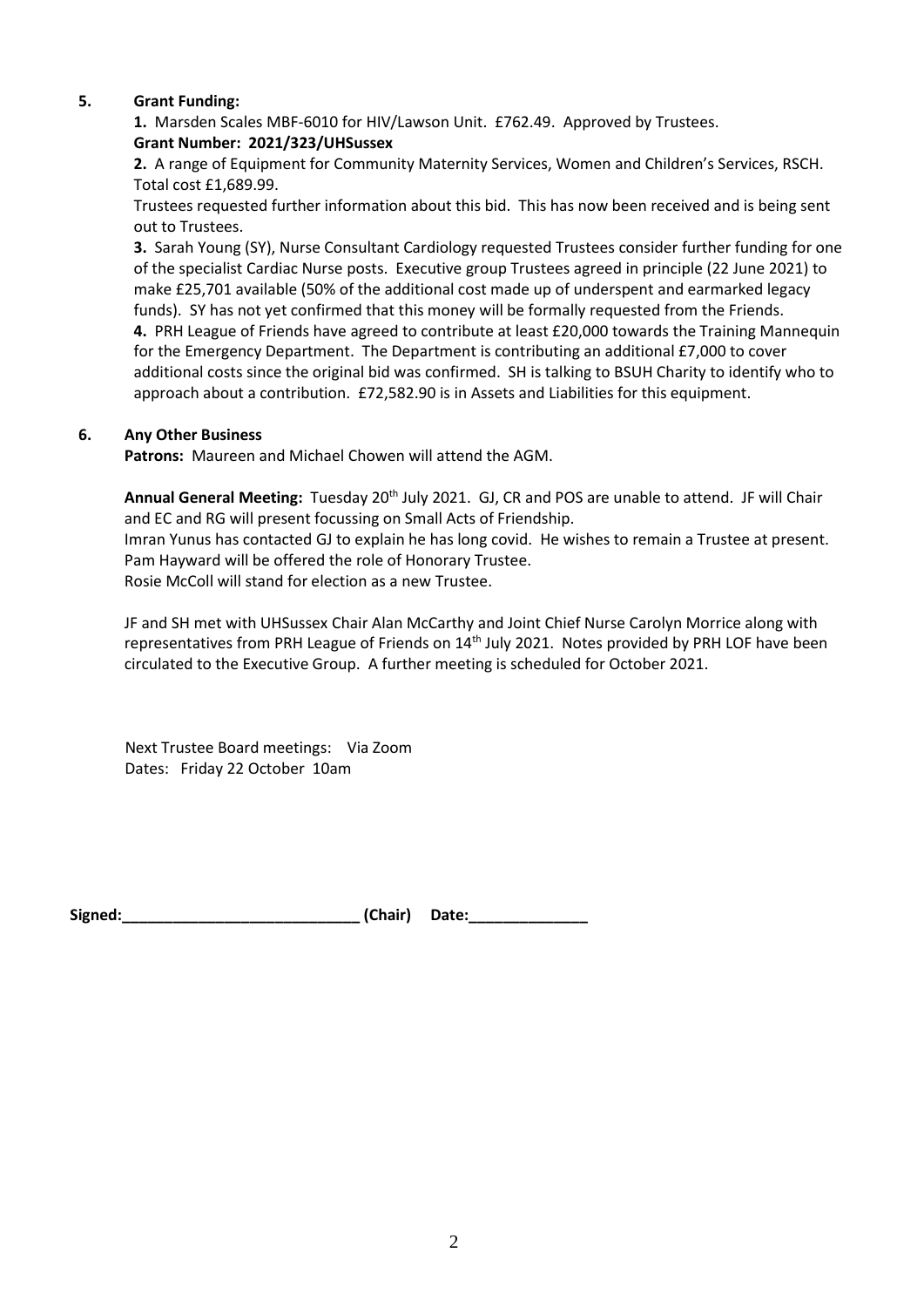**5. Grant Funding:**

**1.** Marsden Scales MBF-6010 for HIV/Lawson Unit. £762.49. Approved by Trustees.
**Grant Number: 2021/323/UHSussex**

**2.** A range of Equipment for Community Maternity Services, Women and Children's Services, RSCH. Total cost £1,689.99.
Trustees requested further information about this bid. This has now been received and is being sent out to Trustees.

**3.** Sarah Young (SY), Nurse Consultant Cardiology requested Trustees consider further funding for one of the specialist Cardiac Nurse posts. Executive group Trustees agreed in principle (22 June 2021) to make £25,701 available (50% of the additional cost made up of underspent and earmarked legacy funds). SY has not yet confirmed that this money will be formally requested from the Friends.

**4.** PRH League of Friends have agreed to contribute at least £20,000 towards the Training Mannequin for the Emergency Department. The Department is contributing an additional £7,000 to cover additional costs since the original bid was confirmed. SH is talking to BSUH Charity to identify who to approach about a contribution. £72,582.90 is in Assets and Liabilities for this equipment.

**6. Any Other Business**

**Patrons:** Maureen and Michael Chowen will attend the AGM.

**Annual General Meeting:** Tuesday 20th July 2021. GJ, CR and POS are unable to attend. JF will Chair and EC and RG will present focussing on Small Acts of Friendship.
Imran Yunus has contacted GJ to explain he has long covid. He wishes to remain a Trustee at present.
Pam Hayward will be offered the role of Honorary Trustee.
Rosie McColl will stand for election as a new Trustee.

JF and SH met with UHSussex Chair Alan McCarthy and Joint Chief Nurse Carolyn Morrice along with representatives from PRH League of Friends on 14th July 2021. Notes provided by PRH LOF have been circulated to the Executive Group. A further meeting is scheduled for October 2021.

Next Trustee Board meetings: Via Zoom
Dates: Friday 22 October 10am

**Signed:\_\_\_\_\_\_\_\_\_\_\_\_\_\_\_\_\_\_\_\_\_\_\_\_\_\_\_\_ (Chair) Date:\_\_\_\_\_\_\_\_\_\_\_\_\_\_**